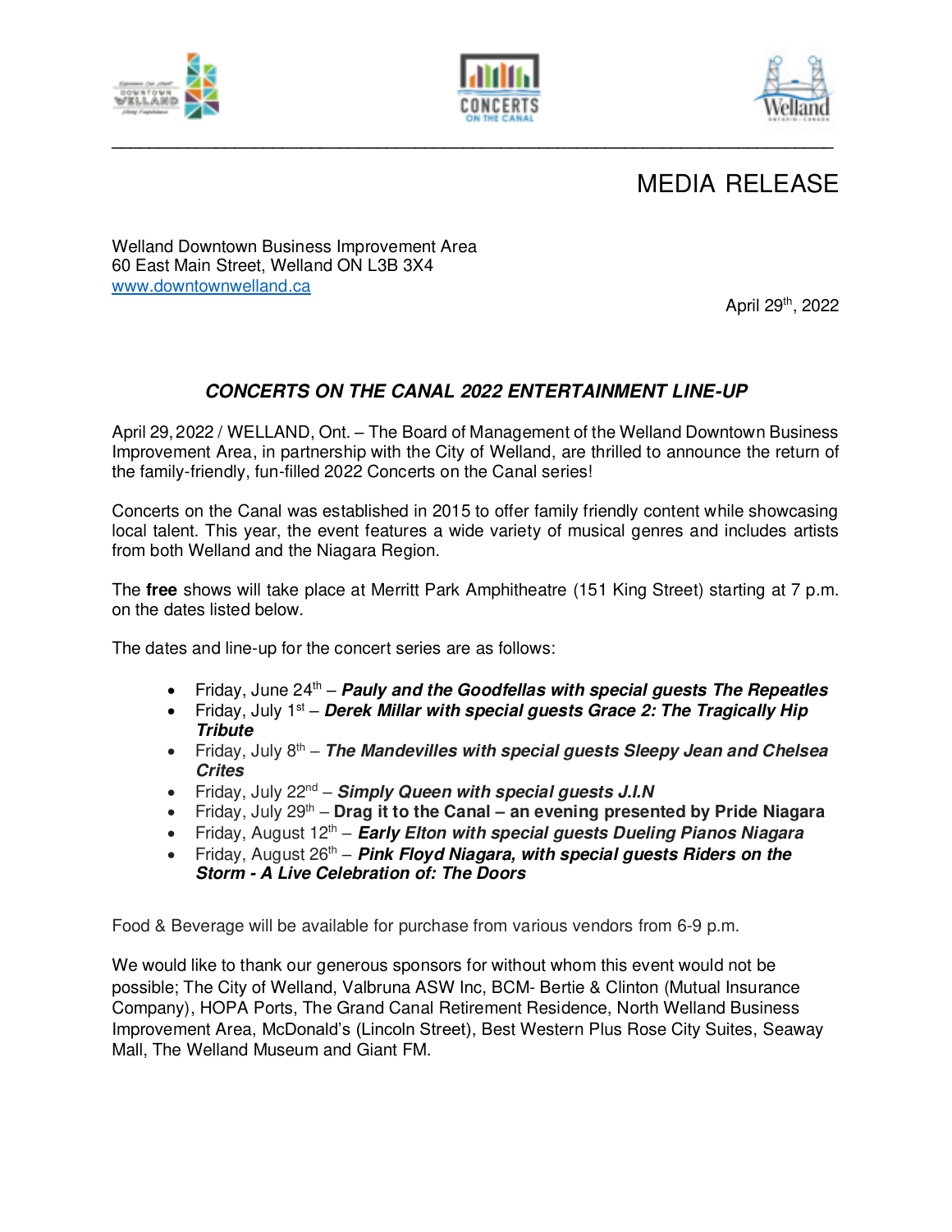# MEDIA RELEASE

Welland Downtown Business Improvement Area
60 East Main Street, Welland ON L3B 3X4
www.downtownwelland.ca

April 29th, 2022

## *CONCERTS ON THE CANAL 2022 ENTERTAINMENT LINE-UP*

April 29, 2022 / WELLAND, Ont. – The Board of Management of the Welland Downtown Business Improvement Area, in partnership with the City of Welland, are thrilled to announce the return of the family-friendly, fun-filled 2022 Concerts on the Canal series!

Concerts on the Canal was established in 2015 to offer family friendly content while showcasing local talent. This year, the event features a wide variety of musical genres and includes artists from both Welland and the Niagara Region.

The **free** shows will take place at Merritt Park Amphitheatre (151 King Street) starting at 7 p.m. on the dates listed below.

The dates and line-up for the concert series are as follows:

- Friday, June 24th – ***Pauly and the Goodfellas with special guests The Repeatles***
- Friday, July 1st – ***Derek Millar with special guests Grace 2: The Tragically Hip Tribute***
- Friday, July 8th – ***The Mandevilles with special guests Sleepy Jean and Chelsea Crites***
- Friday, July 22nd – ***Simply Queen with special guests J.I.N***
- Friday, July 29th – **Drag it to the Canal – an evening presented by Pride Niagara**
- Friday, August 12th – ***Early Elton with special guests Dueling Pianos Niagara***
- Friday, August 26th – ***Pink Floyd Niagara, with special guests Riders on the Storm - A Live Celebration of: The Doors***

Food & Beverage will be available for purchase from various vendors from 6-9 p.m.

We would like to thank our generous sponsors for without whom this event would not be possible; The City of Welland, Valbruna ASW Inc, BCM- Bertie & Clinton (Mutual Insurance Company), HOPA Ports, The Grand Canal Retirement Residence, North Welland Business Improvement Area, McDonald's (Lincoln Street), Best Western Plus Rose City Suites, Seaway Mall, The Welland Museum and Giant FM.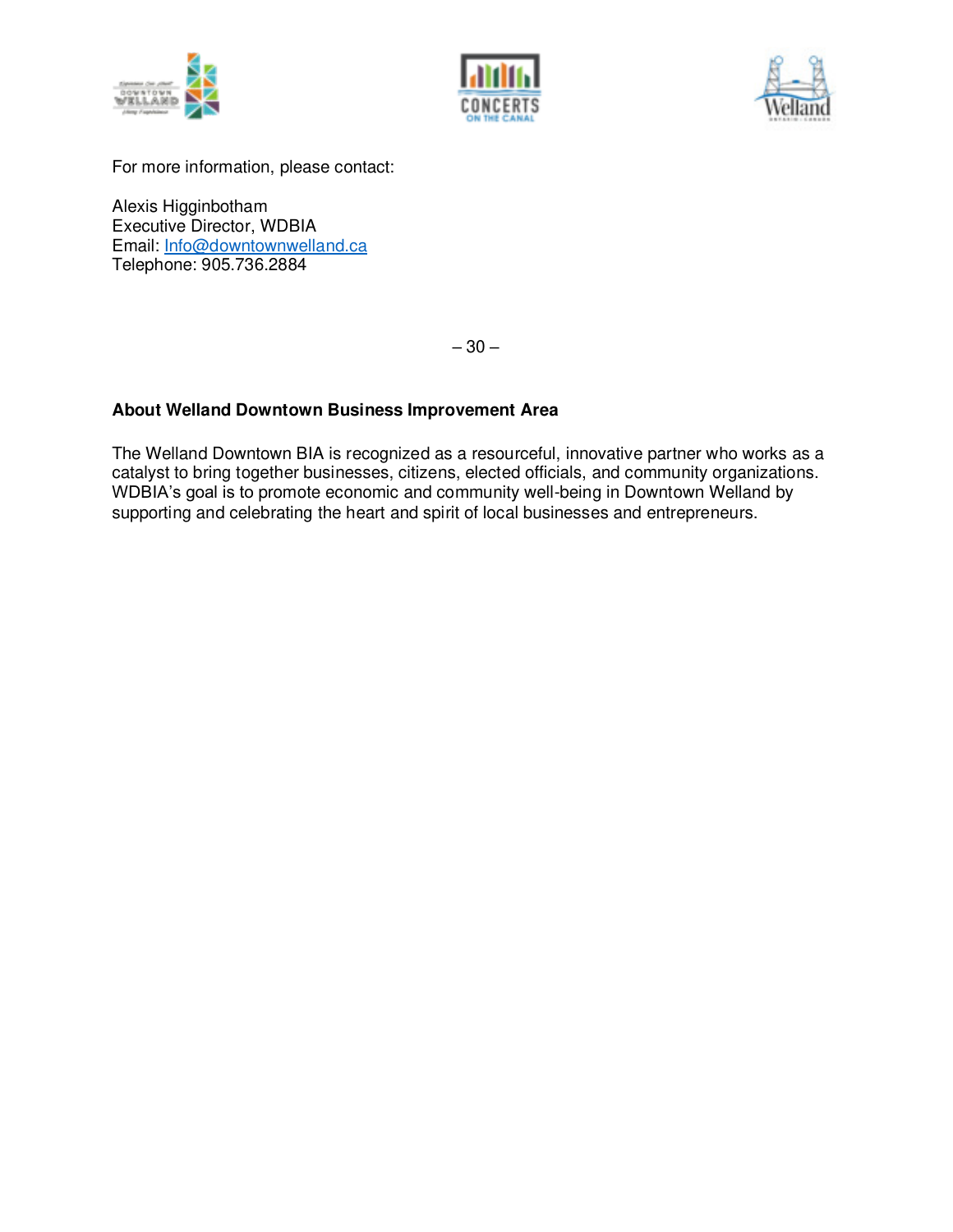For more information, please contact:

Alexis Higginbotham
Executive Director, WDBIA
Email: Info@downtownwelland.ca
Telephone: 905.736.2884

– 30 –

**About Welland Downtown Business Improvement Area**

The Welland Downtown BIA is recognized as a resourceful, innovative partner who works as a catalyst to bring together businesses, citizens, elected officials, and community organizations. WDBIA's goal is to promote economic and community well-being in Downtown Welland by supporting and celebrating the heart and spirit of local businesses and entrepreneurs.